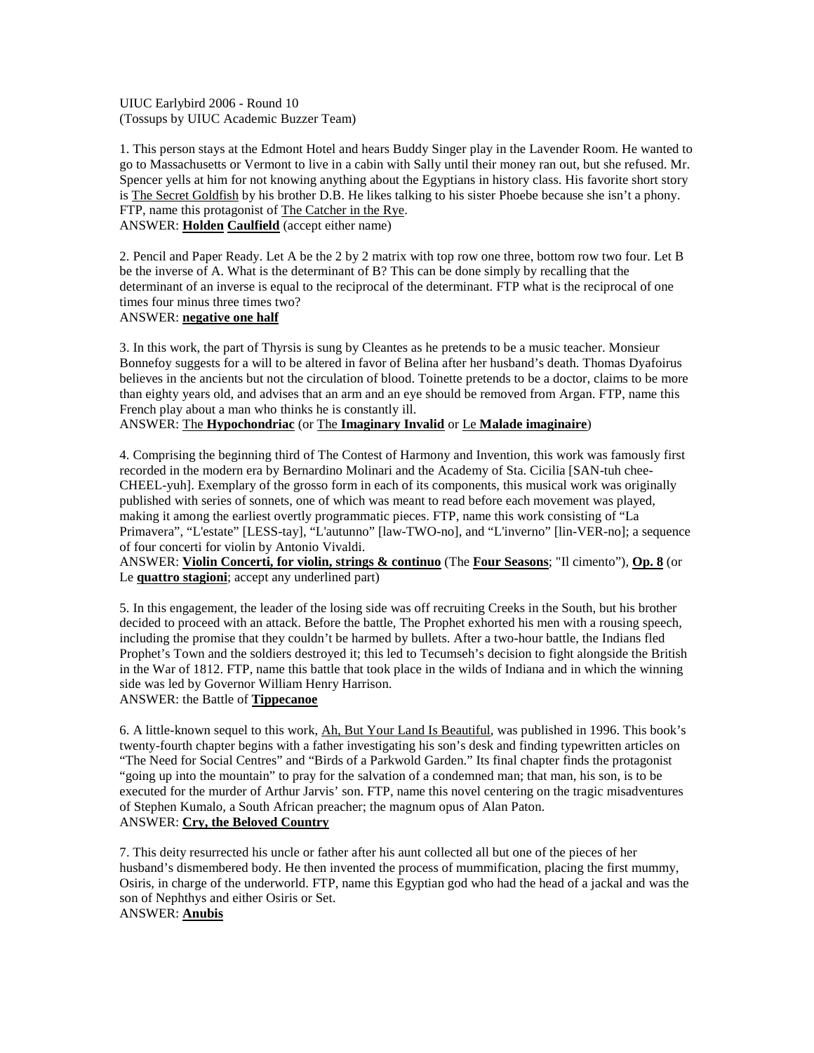UIUC Earlybird 2006 - Round 10
(Tossups by UIUC Academic Buzzer Team)

1. This person stays at the Edmont Hotel and hears Buddy Singer play in the Lavender Room. He wanted to go to Massachusetts or Vermont to live in a cabin with Sally until their money ran out, but she refused. Mr. Spencer yells at him for not knowing anything about the Egyptians in history class. His favorite short story is The Secret Goldfish by his brother D.B. He likes talking to his sister Phoebe because she isn't a phony. FTP, name this protagonist of The Catcher in the Rye.
ANSWER: **Holden Caulfield** (accept either name)

2. Pencil and Paper Ready. Let A be the 2 by 2 matrix with top row one three, bottom row two four. Let B be the inverse of A. What is the determinant of B? This can be done simply by recalling that the determinant of an inverse is equal to the reciprocal of the determinant. FTP what is the reciprocal of one times four minus three times two?
ANSWER: **negative one half**

3. In this work, the part of Thyrsis is sung by Cleantes as he pretends to be a music teacher. Monsieur Bonnefoy suggests for a will to be altered in favor of Belina after her husband's death. Thomas Dyafoirus believes in the ancients but not the circulation of blood. Toinette pretends to be a doctor, claims to be more than eighty years old, and advises that an arm and an eye should be removed from Argan. FTP, name this French play about a man who thinks he is constantly ill.
ANSWER: The **Hypochondriac** (or The **Imaginary Invalid** or Le **Malade imaginaire**)

4. Comprising the beginning third of The Contest of Harmony and Invention, this work was famously first recorded in the modern era by Bernardino Molinari and the Academy of Sta. Cicilia [SAN-tuh chee-CHEEL-yuh]. Exemplary of the grosso form in each of its components, this musical work was originally published with series of sonnets, one of which was meant to read before each movement was played, making it among the earliest overtly programmatic pieces. FTP, name this work consisting of "La Primavera", "L'estate" [LESS-tay], "L'autunno" [law-TWO-no], and "L'inverno" [lin-VER-no]; a sequence of four concerti for violin by Antonio Vivaldi.
ANSWER: **Violin Concerti, for violin, strings & continuo** (The **Four Seasons**; "Il cimento"), **Op. 8** (or Le **quattro stagioni**; accept any underlined part)

5. In this engagement, the leader of the losing side was off recruiting Creeks in the South, but his brother decided to proceed with an attack. Before the battle, The Prophet exhorted his men with a rousing speech, including the promise that they couldn't be harmed by bullets. After a two-hour battle, the Indians fled Prophet's Town and the soldiers destroyed it; this led to Tecumseh's decision to fight alongside the British in the War of 1812. FTP, name this battle that took place in the wilds of Indiana and in which the winning side was led by Governor William Henry Harrison.
ANSWER: the Battle of **Tippecanoe**

6. A little-known sequel to this work, Ah, But Your Land Is Beautiful, was published in 1996. This book's twenty-fourth chapter begins with a father investigating his son's desk and finding typewritten articles on "The Need for Social Centres" and "Birds of a Parkwold Garden." Its final chapter finds the protagonist "going up into the mountain" to pray for the salvation of a condemned man; that man, his son, is to be executed for the murder of Arthur Jarvis' son. FTP, name this novel centering on the tragic misadventures of Stephen Kumalo, a South African preacher; the magnum opus of Alan Paton.
ANSWER: **Cry, the Beloved Country**

7. This deity resurrected his uncle or father after his aunt collected all but one of the pieces of her husband's dismembered body. He then invented the process of mummification, placing the first mummy, Osiris, in charge of the underworld. FTP, name this Egyptian god who had the head of a jackal and was the son of Nephthys and either Osiris or Set.
ANSWER: **Anubis**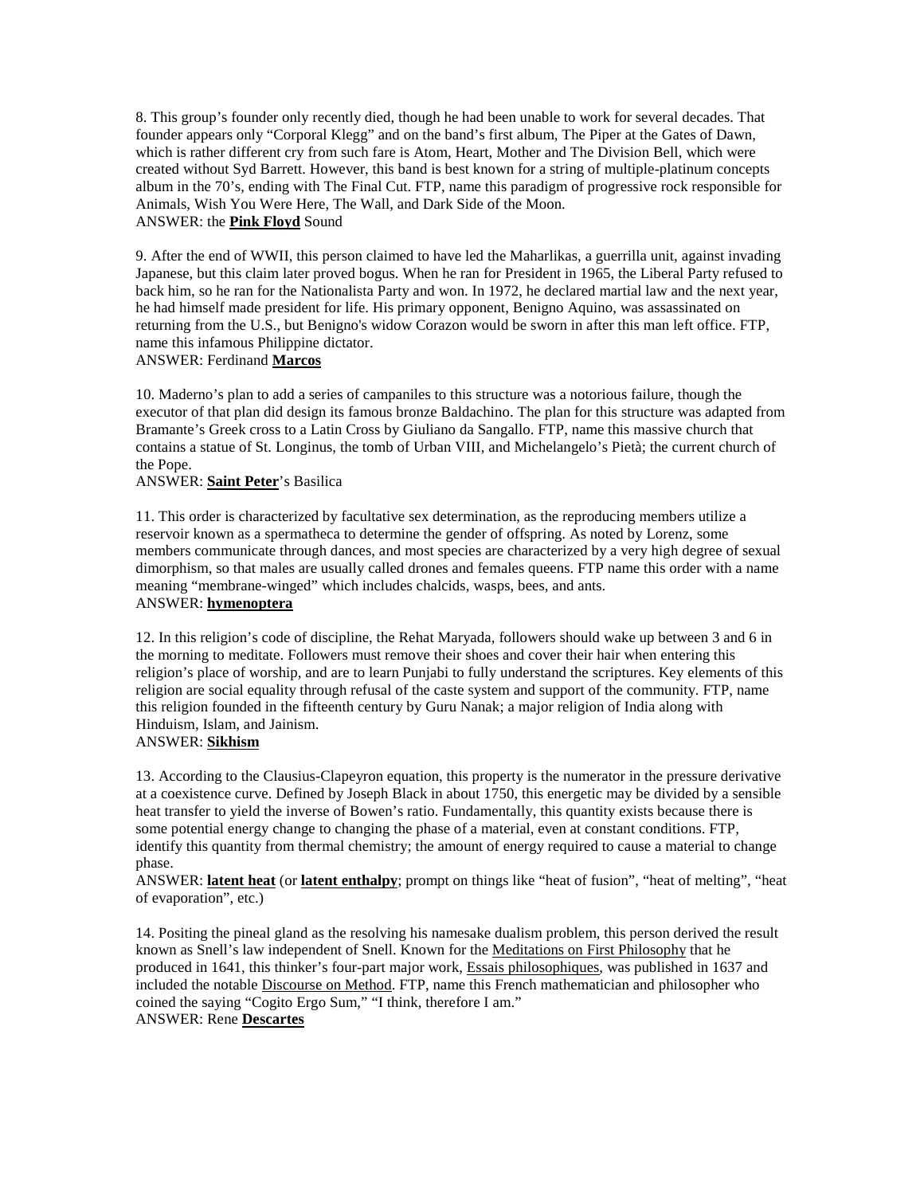8. This group's founder only recently died, though he had been unable to work for several decades. That founder appears only "Corporal Klegg" and on the band's first album, The Piper at the Gates of Dawn, which is rather different cry from such fare is Atom, Heart, Mother and The Division Bell, which were created without Syd Barrett. However, this band is best known for a string of multiple-platinum concepts album in the 70's, ending with The Final Cut. FTP, name this paradigm of progressive rock responsible for Animals, Wish You Were Here, The Wall, and Dark Side of the Moon.
ANSWER: the **Pink Floyd** Sound

9. After the end of WWII, this person claimed to have led the Maharlikas, a guerrilla unit, against invading Japanese, but this claim later proved bogus. When he ran for President in 1965, the Liberal Party refused to back him, so he ran for the Nationalista Party and won. In 1972, he declared martial law and the next year, he had himself made president for life. His primary opponent, Benigno Aquino, was assassinated on returning from the U.S., but Benigno's widow Corazon would be sworn in after this man left office. FTP, name this infamous Philippine dictator.
ANSWER: Ferdinand **Marcos**

10. Maderno's plan to add a series of campaniles to this structure was a notorious failure, though the executor of that plan did design its famous bronze Baldachino. The plan for this structure was adapted from Bramante's Greek cross to a Latin Cross by Giuliano da Sangallo. FTP, name this massive church that contains a statue of St. Longinus, the tomb of Urban VIII, and Michelangelo's Pietà; the current church of the Pope.
ANSWER: **Saint Peter**'s Basilica

11. This order is characterized by facultative sex determination, as the reproducing members utilize a reservoir known as a spermatheca to determine the gender of offspring. As noted by Lorenz, some members communicate through dances, and most species are characterized by a very high degree of sexual dimorphism, so that males are usually called drones and females queens. FTP name this order with a name meaning "membrane-winged" which includes chalcids, wasps, bees, and ants.
ANSWER: **hymenoptera**

12. In this religion's code of discipline, the Rehat Maryada, followers should wake up between 3 and 6 in the morning to meditate. Followers must remove their shoes and cover their hair when entering this religion's place of worship, and are to learn Punjabi to fully understand the scriptures. Key elements of this religion are social equality through refusal of the caste system and support of the community. FTP, name this religion founded in the fifteenth century by Guru Nanak; a major religion of India along with Hinduism, Islam, and Jainism.
ANSWER: **Sikhism**

13. According to the Clausius-Clapeyron equation, this property is the numerator in the pressure derivative at a coexistence curve. Defined by Joseph Black in about 1750, this energetic may be divided by a sensible heat transfer to yield the inverse of Bowen's ratio. Fundamentally, this quantity exists because there is some potential energy change to changing the phase of a material, even at constant conditions. FTP, identify this quantity from thermal chemistry; the amount of energy required to cause a material to change phase.
ANSWER: **latent heat** (or **latent enthalpy**; prompt on things like "heat of fusion", "heat of melting", "heat of evaporation", etc.)

14. Positing the pineal gland as the resolving his namesake dualism problem, this person derived the result known as Snell's law independent of Snell. Known for the Meditations on First Philosophy that he produced in 1641, this thinker's four-part major work, Essais philosophiques, was published in 1637 and included the notable Discourse on Method. FTP, name this French mathematician and philosopher who coined the saying "Cogito Ergo Sum," "I think, therefore I am."
ANSWER: Rene **Descartes**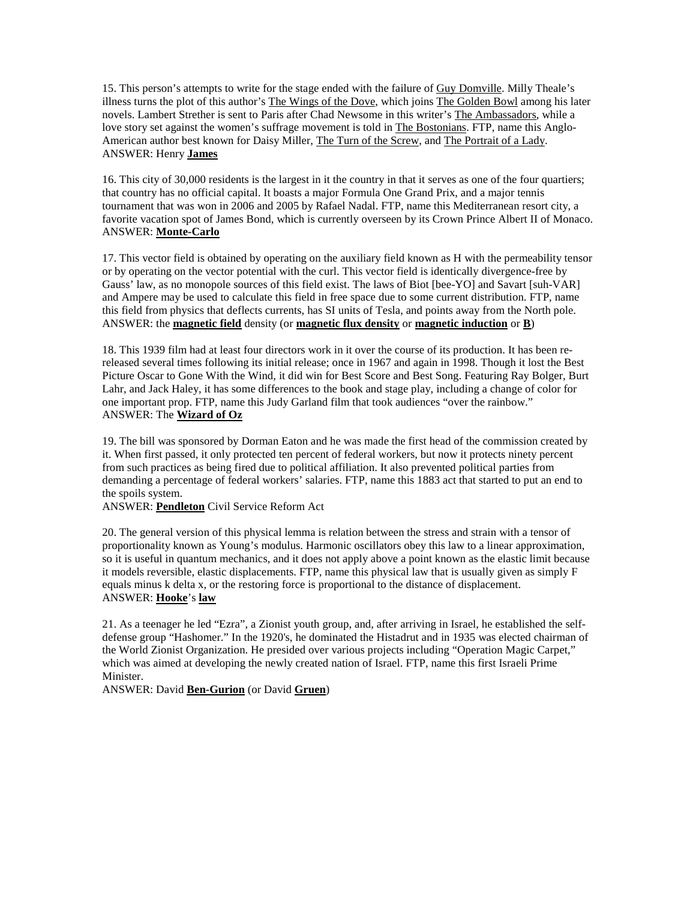15. This person's attempts to write for the stage ended with the failure of Guy Domville. Milly Theale's illness turns the plot of this author's The Wings of the Dove, which joins The Golden Bowl among his later novels. Lambert Strether is sent to Paris after Chad Newsome in this writer's The Ambassadors, while a love story set against the women's suffrage movement is told in The Bostonians. FTP, name this Anglo-American author best known for Daisy Miller, The Turn of the Screw, and The Portrait of a Lady.
ANSWER: Henry **James**

16. This city of 30,000 residents is the largest in it the country in that it serves as one of the four quartiers; that country has no official capital. It boasts a major Formula One Grand Prix, and a major tennis tournament that was won in 2006 and 2005 by Rafael Nadal. FTP, name this Mediterranean resort city, a favorite vacation spot of James Bond, which is currently overseen by its Crown Prince Albert II of Monaco.
ANSWER: **Monte-Carlo**

17. This vector field is obtained by operating on the auxiliary field known as H with the permeability tensor or by operating on the vector potential with the curl. This vector field is identically divergence-free by Gauss' law, as no monopole sources of this field exist. The laws of Biot [bee-YO] and Savart [suh-VAR] and Ampere may be used to calculate this field in free space due to some current distribution. FTP, name this field from physics that deflects currents, has SI units of Tesla, and points away from the North pole.
ANSWER: the **magnetic field** density (or **magnetic flux density** or **magnetic induction** or **B**)

18. This 1939 film had at least four directors work in it over the course of its production. It has been re-released several times following its initial release; once in 1967 and again in 1998. Though it lost the Best Picture Oscar to Gone With the Wind, it did win for Best Score and Best Song. Featuring Ray Bolger, Burt Lahr, and Jack Haley, it has some differences to the book and stage play, including a change of color for one important prop. FTP, name this Judy Garland film that took audiences "over the rainbow."
ANSWER: The **Wizard of Oz**

19. The bill was sponsored by Dorman Eaton and he was made the first head of the commission created by it. When first passed, it only protected ten percent of federal workers, but now it protects ninety percent from such practices as being fired due to political affiliation. It also prevented political parties from demanding a percentage of federal workers' salaries. FTP, name this 1883 act that started to put an end to the spoils system.
ANSWER: **Pendleton** Civil Service Reform Act

20. The general version of this physical lemma is relation between the stress and strain with a tensor of proportionality known as Young's modulus. Harmonic oscillators obey this law to a linear approximation, so it is useful in quantum mechanics, and it does not apply above a point known as the elastic limit because it models reversible, elastic displacements. FTP, name this physical law that is usually given as simply F equals minus k delta x, or the restoring force is proportional to the distance of displacement.
ANSWER: **Hooke**'s **law**

21. As a teenager he led "Ezra", a Zionist youth group, and, after arriving in Israel, he established the self-defense group "Hashomer." In the 1920's, he dominated the Histadrut and in 1935 was elected chairman of the World Zionist Organization. He presided over various projects including "Operation Magic Carpet," which was aimed at developing the newly created nation of Israel. FTP, name this first Israeli Prime Minister.
ANSWER: David **Ben-Gurion** (or David **Gruen**)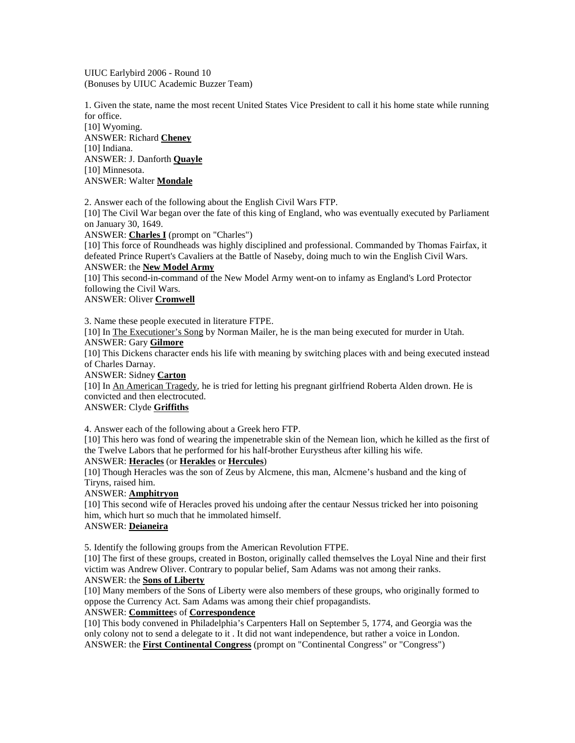UIUC Earlybird 2006 - Round 10
(Bonuses by UIUC Academic Buzzer Team)

1. Given the state, name the most recent United States Vice President to call it his home state while running for office.
[10] Wyoming.
ANSWER: Richard **Cheney**
[10] Indiana.
ANSWER: J. Danforth **Quayle**
[10] Minnesota.
ANSWER: Walter **Mondale**

2. Answer each of the following about the English Civil Wars FTP.
[10] The Civil War began over the fate of this king of England, who was eventually executed by Parliament on January 30, 1649.
ANSWER: **Charles I** (prompt on "Charles")
[10] This force of Roundheads was highly disciplined and professional. Commanded by Thomas Fairfax, it defeated Prince Rupert's Cavaliers at the Battle of Naseby, doing much to win the English Civil Wars.
ANSWER: the **New Model Army**
[10] This second-in-command of the New Model Army went-on to infamy as England's Lord Protector following the Civil Wars.
ANSWER: Oliver **Cromwell**

3. Name these people executed in literature FTPE.
[10] In The Executioner's Song by Norman Mailer, he is the man being executed for murder in Utah.
ANSWER: Gary **Gilmore**
[10] This Dickens character ends his life with meaning by switching places with and being executed instead of Charles Darnay.
ANSWER: Sidney **Carton**
[10] In An American Tragedy, he is tried for letting his pregnant girlfriend Roberta Alden drown. He is convicted and then electrocuted.
ANSWER: Clyde **Griffiths**

4. Answer each of the following about a Greek hero FTP.
[10] This hero was fond of wearing the impenetrable skin of the Nemean lion, which he killed as the first of the Twelve Labors that he performed for his half-brother Eurystheus after killing his wife.
ANSWER: **Heracles** (or **Herakles** or **Hercules**)
[10] Though Heracles was the son of Zeus by Alcmene, this man, Alcmene's husband and the king of Tiryns, raised him.
ANSWER: **Amphitryon**
[10] This second wife of Heracles proved his undoing after the centaur Nessus tricked her into poisoning him, which hurt so much that he immolated himself.
ANSWER: **Deianeira**

5. Identify the following groups from the American Revolution FTPE.
[10] The first of these groups, created in Boston, originally called themselves the Loyal Nine and their first victim was Andrew Oliver. Contrary to popular belief, Sam Adams was not among their ranks.
ANSWER: the **Sons of Liberty**
[10] Many members of the Sons of Liberty were also members of these groups, who originally formed to oppose the Currency Act. Sam Adams was among their chief propagandists.
ANSWER: **Committee**s of **Correspondence**
[10] This body convened in Philadelphia's Carpenters Hall on September 5, 1774, and Georgia was the only colony not to send a delegate to it . It did not want independence, but rather a voice in London.
ANSWER: the **First Continental Congress** (prompt on "Continental Congress" or "Congress")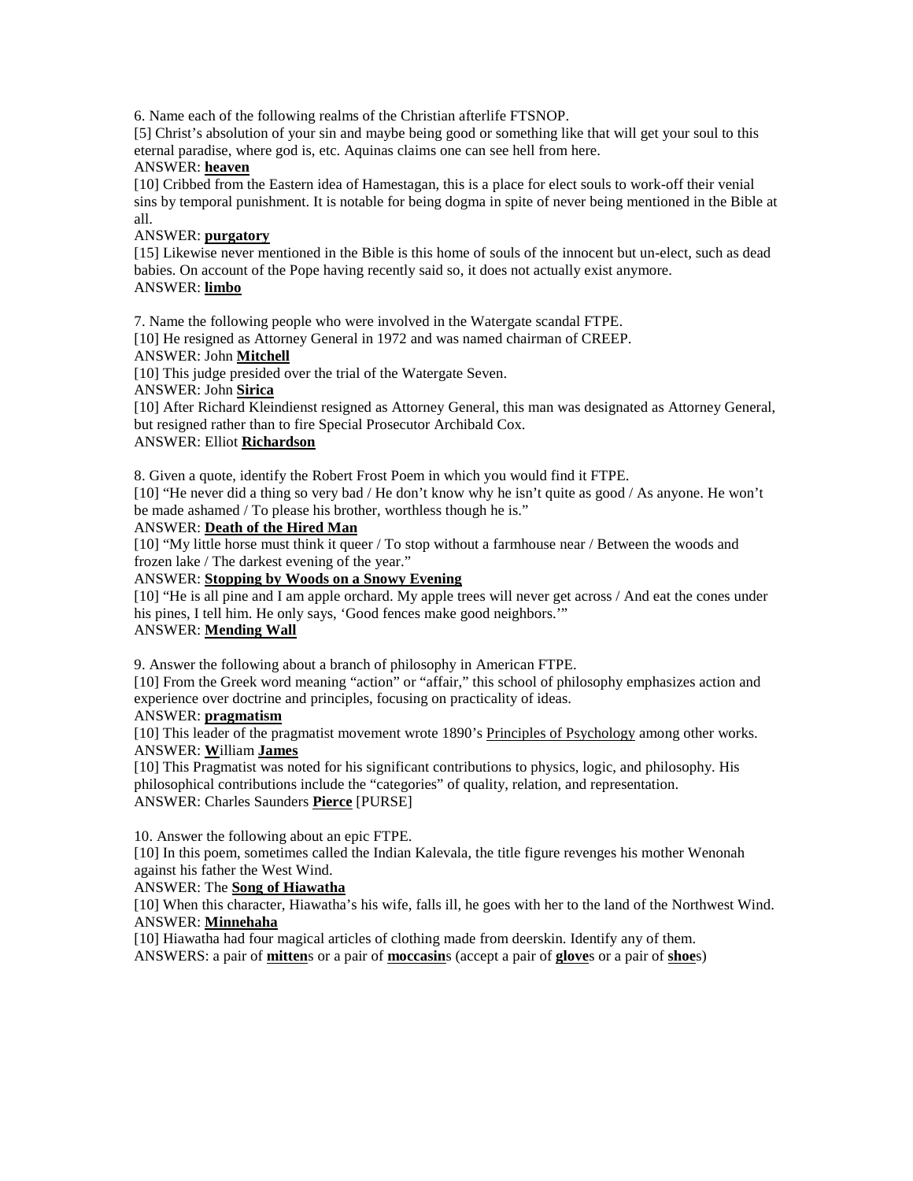6. Name each of the following realms of the Christian afterlife FTSNOP.

[5] Christ's absolution of your sin and maybe being good or something like that will get your soul to this eternal paradise, where god is, etc. Aquinas claims one can see hell from here.

ANSWER: **heaven**

[10] Cribbed from the Eastern idea of Hamestagan, this is a place for elect souls to work-off their venial sins by temporal punishment. It is notable for being dogma in spite of never being mentioned in the Bible at all.

ANSWER: **purgatory**

[15] Likewise never mentioned in the Bible is this home of souls of the innocent but un-elect, such as dead babies. On account of the Pope having recently said so, it does not actually exist anymore.

ANSWER: **limbo**

7. Name the following people who were involved in the Watergate scandal FTPE.

[10] He resigned as Attorney General in 1972 and was named chairman of CREEP.

ANSWER: John **Mitchell**

[10] This judge presided over the trial of the Watergate Seven.

ANSWER: John **Sirica**

[10] After Richard Kleindienst resigned as Attorney General, this man was designated as Attorney General, but resigned rather than to fire Special Prosecutor Archibald Cox.

ANSWER: Elliot **Richardson**

8. Given a quote, identify the Robert Frost Poem in which you would find it FTPE.

[10] "He never did a thing so very bad / He don't know why he isn't quite as good / As anyone. He won't be made ashamed / To please his brother, worthless though he is."

ANSWER: **Death of the Hired Man**

[10] "My little horse must think it queer / To stop without a farmhouse near / Between the woods and frozen lake / The darkest evening of the year."

ANSWER: **Stopping by Woods on a Snowy Evening**

[10] "He is all pine and I am apple orchard. My apple trees will never get across / And eat the cones under his pines, I tell him. He only says, 'Good fences make good neighbors.'"

ANSWER: **Mending Wall**

9. Answer the following about a branch of philosophy in American FTPE.

[10] From the Greek word meaning "action" or "affair," this school of philosophy emphasizes action and experience over doctrine and principles, focusing on practicality of ideas.

ANSWER: **pragmatism**

[10] This leader of the pragmatist movement wrote 1890's Principles of Psychology among other works.

ANSWER: **W**illiam **James**

[10] This Pragmatist was noted for his significant contributions to physics, logic, and philosophy. His philosophical contributions include the "categories" of quality, relation, and representation.

ANSWER: Charles Saunders **Pierce** [PURSE]

10. Answer the following about an epic FTPE.

[10] In this poem, sometimes called the Indian Kalevala, the title figure revenges his mother Wenonah against his father the West Wind.

ANSWER: The **Song of Hiawatha**

[10] When this character, Hiawatha's his wife, falls ill, he goes with her to the land of the Northwest Wind.

ANSWER: **Minnehaha**

[10] Hiawatha had four magical articles of clothing made from deerskin. Identify any of them.

ANSWERS: a pair of **mitten**s or a pair of **moccasin**s (accept a pair of **glove**s or a pair of **shoe**s)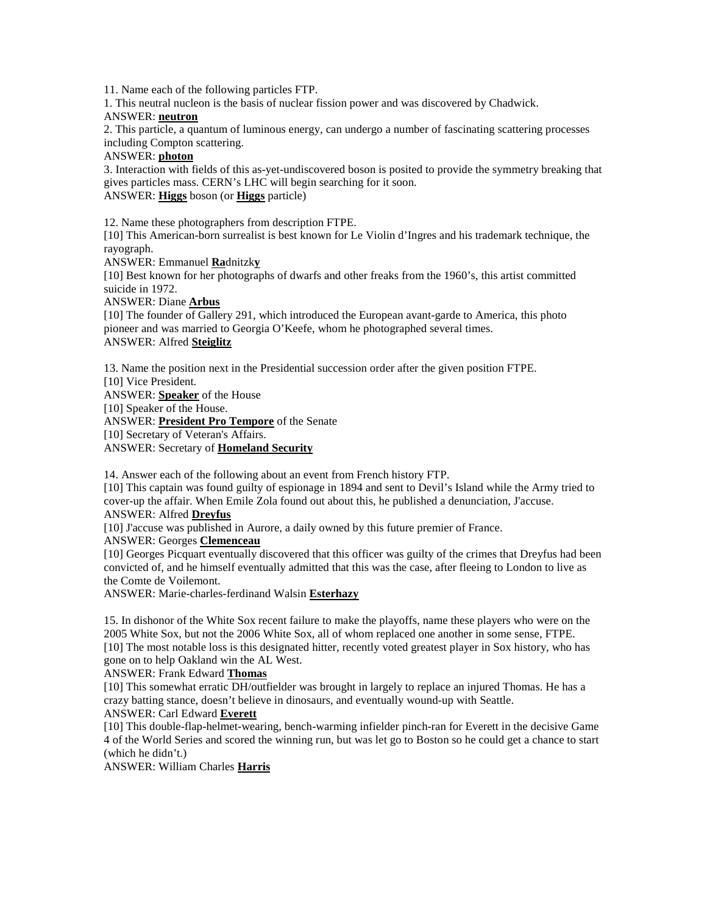11. Name each of the following particles FTP.

1. This neutral nucleon is the basis of nuclear fission power and was discovered by Chadwick.

ANSWER: **neutron**

2. This particle, a quantum of luminous energy, can undergo a number of fascinating scattering processes including Compton scattering.

ANSWER: **photon**

3. Interaction with fields of this as-yet-undiscovered boson is posited to provide the symmetry breaking that gives particles mass. CERN's LHC will begin searching for it soon.

ANSWER: **Higgs** boson (or **Higgs** particle)

12. Name these photographers from description FTPE.

[10] This American-born surrealist is best known for Le Violin d'Ingres and his trademark technique, the rayograph.

ANSWER: Emmanuel **Ra**dnitzk**y**

[10] Best known for her photographs of dwarfs and other freaks from the 1960's, this artist committed suicide in 1972.

ANSWER: Diane **Arbus**

[10] The founder of Gallery 291, which introduced the European avant-garde to America, this photo pioneer and was married to Georgia O'Keefe, whom he photographed several times.

ANSWER: Alfred **Steiglitz**

13. Name the position next in the Presidential succession order after the given position FTPE.

[10] Vice President.

ANSWER: **Speaker** of the House

[10] Speaker of the House.

ANSWER: **President Pro Tempore** of the Senate

[10] Secretary of Veteran's Affairs.

ANSWER: Secretary of **Homeland Security**

14. Answer each of the following about an event from French history FTP.

[10] This captain was found guilty of espionage in 1894 and sent to Devil's Island while the Army tried to cover-up the affair. When Emile Zola found out about this, he published a denunciation, J'accuse.

ANSWER: Alfred **Dreyfus**

[10] J'accuse was published in Aurore, a daily owned by this future premier of France.

ANSWER: Georges **Clemenceau**

[10] Georges Picquart eventually discovered that this officer was guilty of the crimes that Dreyfus had been convicted of, and he himself eventually admitted that this was the case, after fleeing to London to live as the Comte de Voilemont.

ANSWER: Marie-charles-ferdinand Walsin **Esterhazy**

15. In dishonor of the White Sox recent failure to make the playoffs, name these players who were on the 2005 White Sox, but not the 2006 White Sox, all of whom replaced one another in some sense, FTPE.

[10] The most notable loss is this designated hitter, recently voted greatest player in Sox history, who has gone on to help Oakland win the AL West.

ANSWER: Frank Edward **Thomas**

[10] This somewhat erratic DH/outfielder was brought in largely to replace an injured Thomas. He has a crazy batting stance, doesn't believe in dinosaurs, and eventually wound-up with Seattle.

ANSWER: Carl Edward **Everett**

[10] This double-flap-helmet-wearing, bench-warming infielder pinch-ran for Everett in the decisive Game 4 of the World Series and scored the winning run, but was let go to Boston so he could get a chance to start (which he didn't.)

ANSWER: William Charles **Harris**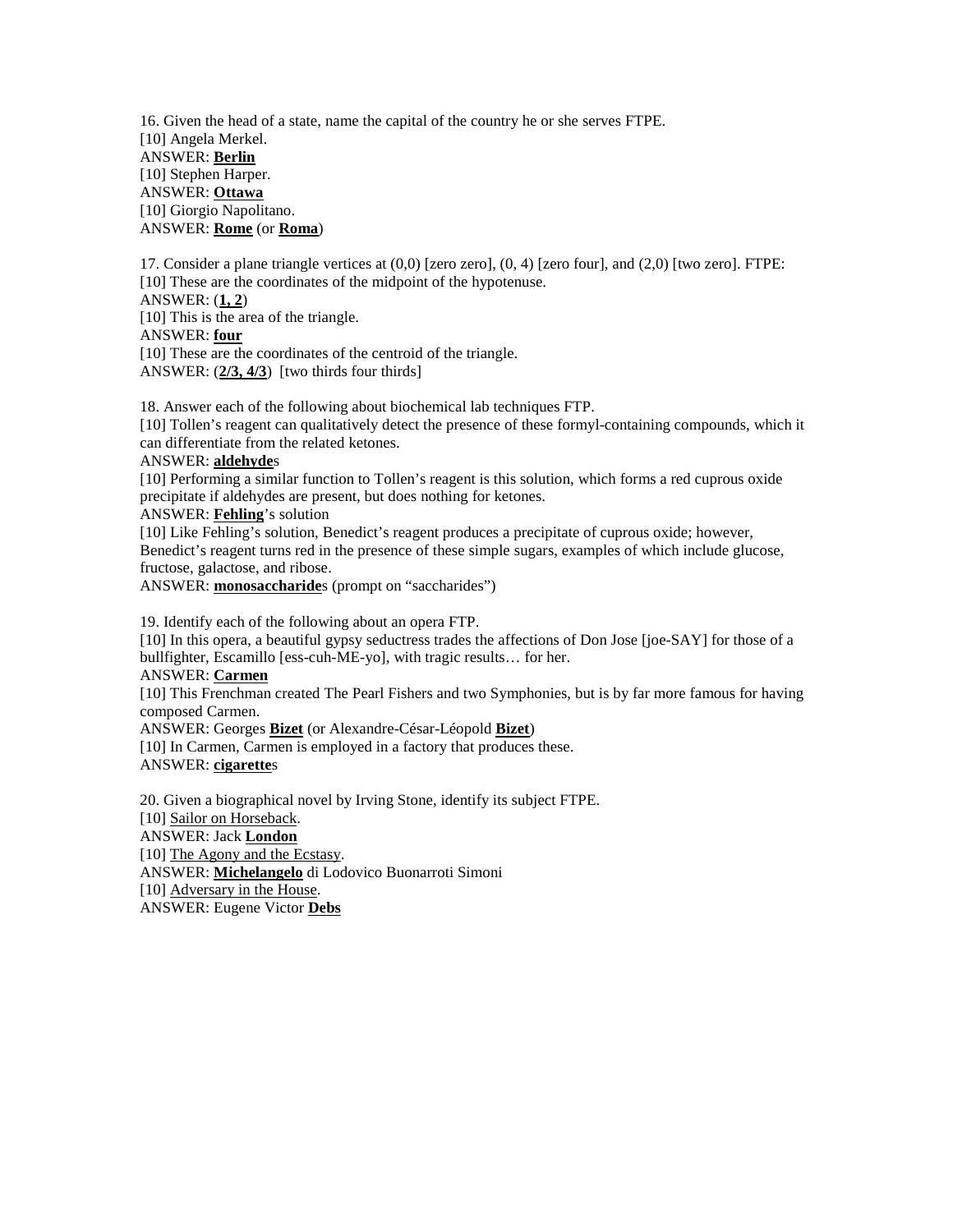16. Given the head of a state, name the capital of the country he or she serves FTPE.
[10] Angela Merkel.
ANSWER: **Berlin**
[10] Stephen Harper.
ANSWER: **Ottawa**
[10] Giorgio Napolitano.
ANSWER: **Rome** (or **Roma**)

17. Consider a plane triangle vertices at (0,0) [zero zero], (0, 4) [zero four], and (2,0) [two zero]. FTPE:
[10] These are the coordinates of the midpoint of the hypotenuse.
ANSWER: (**1, 2**)
[10] This is the area of the triangle.
ANSWER: **four**
[10] These are the coordinates of the centroid of the triangle.
ANSWER: (**2/3, 4/3**) [two thirds four thirds]

18. Answer each of the following about biochemical lab techniques FTP.
[10] Tollen's reagent can qualitatively detect the presence of these formyl-containing compounds, which it can differentiate from the related ketones.
ANSWER: **aldehyde**s
[10] Performing a similar function to Tollen's reagent is this solution, which forms a red cuprous oxide precipitate if aldehydes are present, but does nothing for ketones.
ANSWER: **Fehling**'s solution
[10] Like Fehling's solution, Benedict's reagent produces a precipitate of cuprous oxide; however, Benedict's reagent turns red in the presence of these simple sugars, examples of which include glucose, fructose, galactose, and ribose.
ANSWER: **monosaccharide**s (prompt on "saccharides")

19. Identify each of the following about an opera FTP.
[10] In this opera, a beautiful gypsy seductress trades the affections of Don Jose [joe-SAY] for those of a bullfighter, Escamillo [ess-cuh-ME-yo], with tragic results… for her.
ANSWER: **Carmen**
[10] This Frenchman created The Pearl Fishers and two Symphonies, but is by far more famous for having composed Carmen.
ANSWER: Georges **Bizet** (or Alexandre-César-Léopold **Bizet**)
[10] In Carmen, Carmen is employed in a factory that produces these.
ANSWER: **cigarette**s

20. Given a biographical novel by Irving Stone, identify its subject FTPE.
[10] Sailor on Horseback.
ANSWER: Jack **London**
[10] The Agony and the Ecstasy.
ANSWER: **Michelangelo** di Lodovico Buonarroti Simoni
[10] Adversary in the House.
ANSWER: Eugene Victor **Debs**